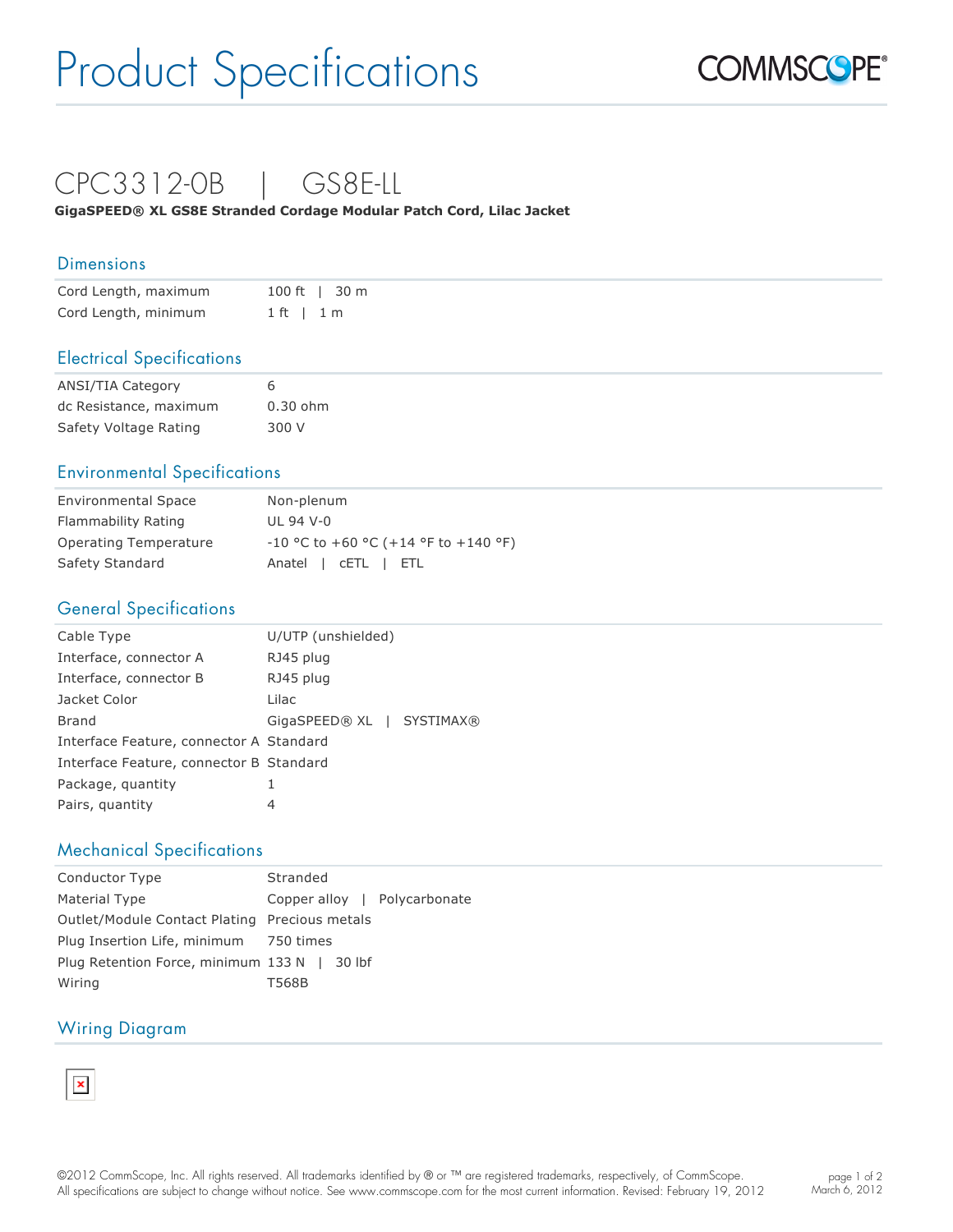# Product Specifications

## CPC3312-0B | GS8E-LL

**GigaSPEED® XL GS8E Stranded Cordage Modular Patch Cord, Lilac Jacket**

### Dimensions

| | |
|---|---|
| Cord Length, maximum | 100 ft \| 30 m |
| Cord Length, minimum | 1 ft \| 1 m |

### Electrical Specifications

| | |
|---|---|
| ANSI/TIA Category | 6 |
| dc Resistance, maximum | 0.30 ohm |
| Safety Voltage Rating | 300 V |

### Environmental Specifications

| | |
|---|---|
| Environmental Space | Non-plenum |
| Flammability Rating | UL 94 V-0 |
| Operating Temperature | -10 °C to +60 °C (+14 °F to +140 °F) |
| Safety Standard | Anatel \| cETL \| ETL |

### General Specifications

| | |
|---|---|
| Cable Type | U/UTP (unshielded) |
| Interface, connector A | RJ45 plug |
| Interface, connector B | RJ45 plug |
| Jacket Color | Lilac |
| Brand | GigaSPEED® XL \| SYSTIMAX® |
| Interface Feature, connector A | Standard |
| Interface Feature, connector B | Standard |
| Package, quantity | 1 |
| Pairs, quantity | 4 |

### Mechanical Specifications

| | |
|---|---|
| Conductor Type | Stranded |
| Material Type | Copper alloy \| Polycarbonate |
| Outlet/Module Contact Plating | Precious metals |
| Plug Insertion Life, minimum | 750 times |
| Plug Retention Force, minimum | 133 N \| 30 lbf |
| Wiring | T568B |

### Wiring Diagram

©2012 CommScope, Inc. All rights reserved. All trademarks identified by ® or ™ are registered trademarks, respectively, of CommScope. All specifications are subject to change without notice. See www.commscope.com for the most current information. Revised: February 19, 2012

March 6, 2012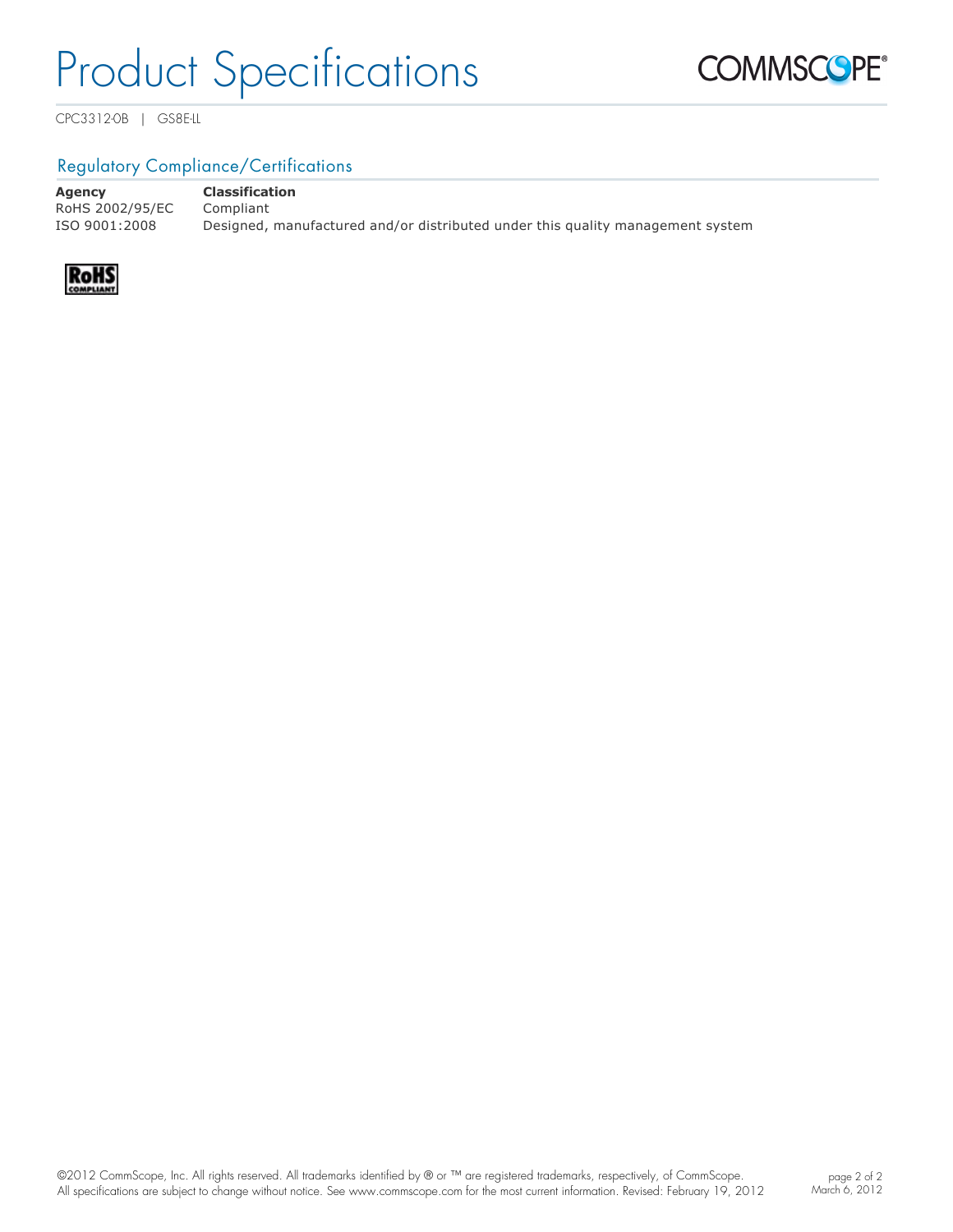# Product Specifications

CPC3312-0B | GS8E-LL

## Regulatory Compliance/Certifications

| Agency | Classification |
|---|---|
| RoHS 2002/95/EC | Compliant |
| ISO 9001:2008 | Designed, manufactured and/or distributed under this quality management system |

©2012 CommScope, Inc. All rights reserved. All trademarks identified by ® or ™ are registered trademarks, respectively, of CommScope. All specifications are subject to change without notice. See www.commscope.com for the most current information. Revised: February 19, 2012

March 6, 2012